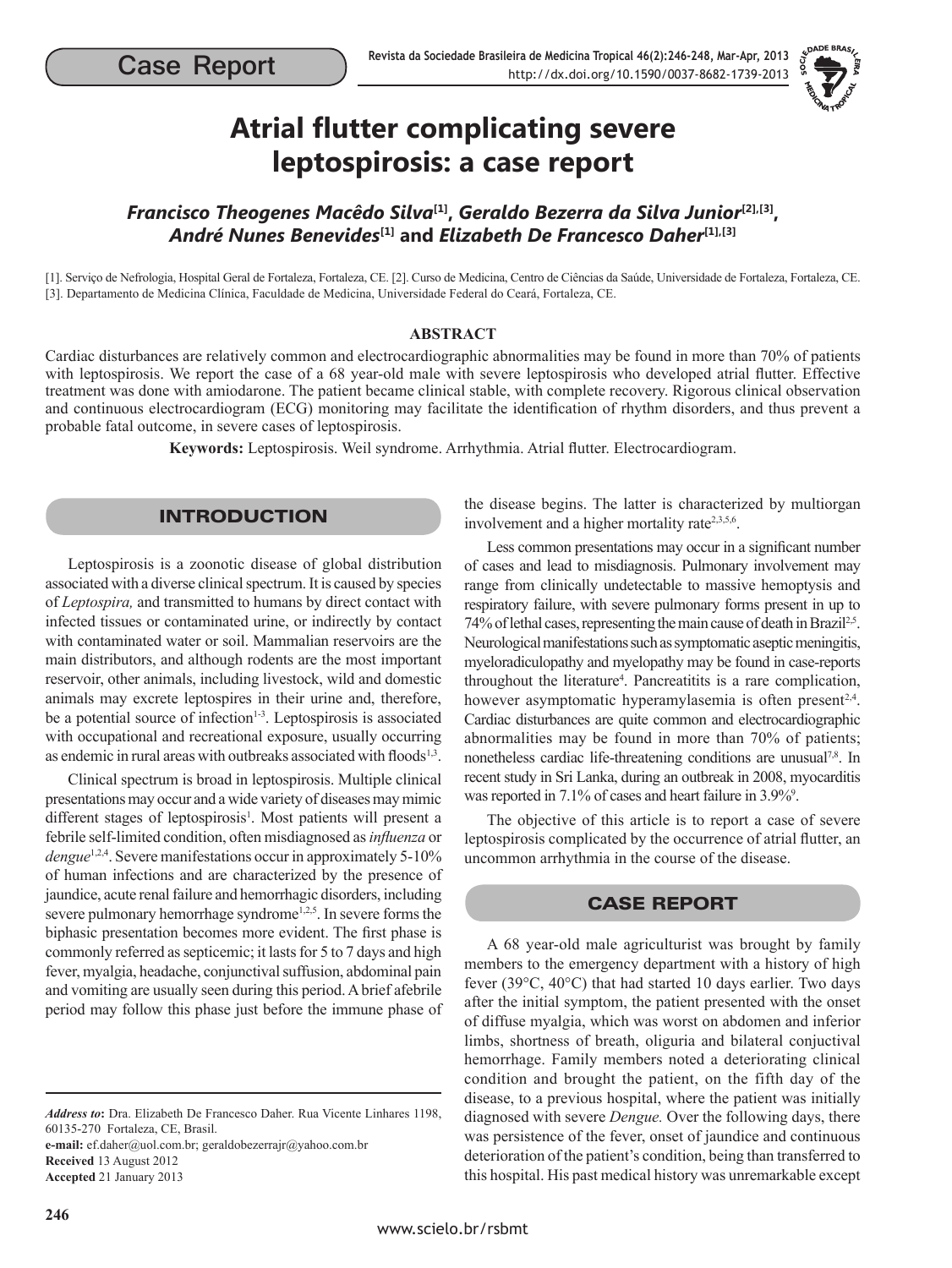Case Report

# Atrial flutter complicating severe leptospirosis: a case report

***Francisco Theogenes Macêdo Silva*[1], *Geraldo Bezerra da Silva Junior*[2],[3], *André Nunes Benevides*[1] and *Elizabeth De Francesco Daher*[1],[3]**

[1]. Serviço de Nefrologia, Hospital Geral de Fortaleza, Fortaleza, CE. [2]. Curso de Medicina, Centro de Ciências da Saúde, Universidade de Fortaleza, Fortaleza, CE. [3]. Departamento de Medicina Clínica, Faculdade de Medicina, Universidade Federal do Ceará, Fortaleza, CE.

## ABSTRACT

Cardiac disturbances are relatively common and electrocardiographic abnormalities may be found in more than 70% of patients with leptospirosis. We report the case of a 68 year-old male with severe leptospirosis who developed atrial flutter. Effective treatment was done with amiodarone. The patient became clinical stable, with complete recovery. Rigorous clinical observation and continuous electrocardiogram (ECG) monitoring may facilitate the identification of rhythm disorders, and thus prevent a probable fatal outcome, in severe cases of leptospirosis.

**Keywords:** Leptospirosis. Weil syndrome. Arrhythmia. Atrial flutter. Electrocardiogram.

## INTRODUCTION

Leptospirosis is a zoonotic disease of global distribution associated with a diverse clinical spectrum. It is caused by species of *Leptospira,* and transmitted to humans by direct contact with infected tissues or contaminated urine, or indirectly by contact with contaminated water or soil. Mammalian reservoirs are the main distributors, and although rodents are the most important reservoir, other animals, including livestock, wild and domestic animals may excrete leptospires in their urine and, therefore, be a potential source of infection[1-3]. Leptospirosis is associated with occupational and recreational exposure, usually occurring as endemic in rural areas with outbreaks associated with floods[1,3].

Clinical spectrum is broad in leptospirosis. Multiple clinical presentations may occur and a wide variety of diseases may mimic different stages of leptospirosis[1]. Most patients will present a febrile self-limited condition, often misdiagnosed as *influenza* or *dengue*[1,2,4]. Severe manifestations occur in approximately 5-10% of human infections and are characterized by the presence of jaundice, acute renal failure and hemorrhagic disorders, including severe pulmonary hemorrhage syndrome[1,2,5]. In severe forms the biphasic presentation becomes more evident. The first phase is commonly referred as septicemic; it lasts for 5 to 7 days and high fever, myalgia, headache, conjunctival suffusion, abdominal pain and vomiting are usually seen during this period. A brief afebrile period may follow this phase just before the immune phase of the disease begins. The latter is characterized by multiorgan involvement and a higher mortality rate[2,3,5,6].

Less common presentations may occur in a significant number of cases and lead to misdiagnosis. Pulmonary involvement may range from clinically undetectable to massive hemoptysis and respiratory failure, with severe pulmonary forms present in up to 74% of lethal cases, representing the main cause of death in Brazil[2,5]. Neurological manifestations such as symptomatic aseptic meningitis, myeloradiculopathy and myelopathy may be found in case-reports throughout the literature[4]. Pancreatitis is a rare complication, however asymptomatic hyperamylasemia is often present[2,4]. Cardiac disturbances are quite common and electrocardiographic abnormalities may be found in more than 70% of patients; nonetheless cardiac life-threatening conditions are unusual[7,8]. In recent study in Sri Lanka, during an outbreak in 2008, myocarditis was reported in 7.1% of cases and heart failure in 3.9%[9].

The objective of this article is to report a case of severe leptospirosis complicated by the occurrence of atrial flutter, an uncommon arrhythmia in the course of the disease.

## CASE REPORT

A 68 year-old male agriculturist was brought by family members to the emergency department with a history of high fever (39°C, 40°C) that had started 10 days earlier. Two days after the initial symptom, the patient presented with the onset of diffuse myalgia, which was worst on abdomen and inferior limbs, shortness of breath, oliguria and bilateral conjuctival hemorrhage. Family members noted a deteriorating clinical condition and brought the patient, on the fifth day of the disease, to a previous hospital, where the patient was initially diagnosed with severe *Dengue.* Over the following days, there was persistence of the fever, onset of jaundice and continuous deterioration of the patient's condition, being than transferred to this hospital. His past medical history was unremarkable except

*Address to***:** Dra. Elizabeth De Francesco Daher. Rua Vicente Linhares 1198, 60135-270 Fortaleza, CE, Brasil.
**e-mail:** ef.daher@uol.com.br; geraldobezerrajr@yahoo.com.br
**Received** 13 August 2012
**Accepted** 21 January 2013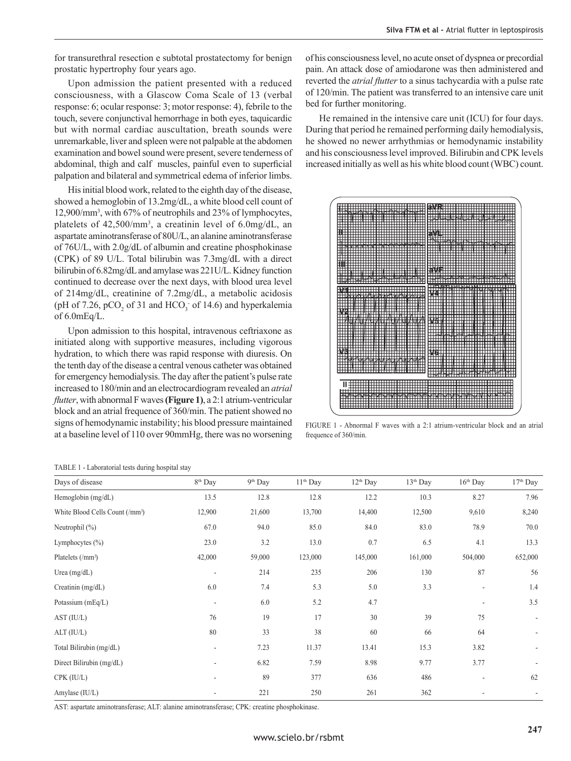for transurethral resection e subtotal prostatectomy for benign prostatic hypertrophy four years ago.

Upon admission the patient presented with a reduced consciousness, with a Glascow Coma Scale of 13 (verbal response: 6; ocular response: 3; motor response: 4), febrile to the touch, severe conjunctival hemorrhage in both eyes, taquicardic but with normal cardiac auscultation, breath sounds were unremarkable, liver and spleen were not palpable at the abdomen examination and bowel sound were present, severe tenderness of abdominal, thigh and calf muscles, painful even to superficial palpation and bilateral and symmetrical edema of inferior limbs.

His initial blood work, related to the eighth day of the disease, showed a hemoglobin of 13.2mg/dL, a white blood cell count of 12,900/mm³, with 67% of neutrophils and 23% of lymphocytes, platelets of 42,500/mm³, a creatinin level of 6.0mg/dL, an aspartate aminotransferase of 80U/L, an alanine aminotransferase of 76U/L, with 2.0g/dL of albumin and creatine phosphokinase (CPK) of 89 U/L. Total bilirubin was 7.3mg/dL with a direct bilirubin of 6.82mg/dL and amylase was 221U/L. Kidney function continued to decrease over the next days, with blood urea level of 214mg/dL, creatinine of 7.2mg/dL, a metabolic acidosis (pH of 7.26, $pCO_2$ of 31 and $HCO_3^-$ of 14.6) and hyperkalemia of 6.0mEq/L.

Upon admission to this hospital, intravenous ceftriaxone as initiated along with supportive measures, including vigorous hydration, to which there was rapid response with diuresis. On the tenth day of the disease a central venous catheter was obtained for emergency hemodialysis. The day after the patient's pulse rate increased to 180/min and an electrocardiogram revealed an *atrial flutter*, with abnormal F waves **(Figure 1)**, a 2:1 atrium-ventricular block and an atrial frequence of 360/min. The patient showed no signs of hemodynamic instability; his blood pressure maintained at a baseline level of 110 over 90mmHg, there was no worsening of his consciousness level, no acute onset of dyspnea or precordial pain. An attack dose of amiodarone was then administered and reverted the *atrial flutter* to a sinus tachycardia with a pulse rate of 120/min. The patient was transferred to an intensive care unit bed for further monitoring.

He remained in the intensive care unit (ICU) for four days. During that period he remained performing daily hemodialysis, he showed no newer arrhythmias or hemodynamic instability and his consciousness level improved. Bilirubin and CPK levels increased initially as well as his white blood count (WBC) count.

FIGURE 1 - Abnormal F waves with a 2:1 atrium-ventricular block and an atrial frequence of 360/min.

TABLE 1 - Laboratorial tests during hospital stay

| Days of disease | 8th Day | 9th Day | 11th Day | 12th Day | 13th Day | 16th Day | 17th Day |
|---|---|---|---|---|---|---|---|
| Hemoglobin (mg/dL) | 13.5 | 12.8 | 12.8 | 12.2 | 10.3 | 8.27 | 7.96 |
| White Blood Cells Count (/mm³) | 12,900 | 21,600 | 13,700 | 14,400 | 12,500 | 9,610 | 8,240 |
| Neutrophil (%) | 67.0 | 94.0 | 85.0 | 84.0 | 83.0 | 78.9 | 70.0 |
| Lymphocytes (%) | 23.0 | 3.2 | 13.0 | 0.7 | 6.5 | 4.1 | 13.3 |
| Platelets (/mm³) | 42,000 | 59,000 | 123,000 | 145,000 | 161,000 | 504,000 | 652,000 |
| Urea (mg/dL) | - | 214 | 235 | 206 | 130 | 87 | 56 |
| Creatinin (mg/dL) | 6.0 | 7.4 | 5.3 | 5.0 | 3.3 | - | 1.4 |
| Potassium (mEq/L) | - | 6.0 | 5.2 | 4.7 | | - | 3.5 |
| AST (IU/L) | 76 | 19 | 17 | 30 | 39 | 75 | - |
| ALT (IU/L) | 80 | 33 | 38 | 60 | 66 | 64 | - |
| Total Bilirubin (mg/dL) | - | 7.23 | 11.37 | 13.41 | 15.3 | 3.82 | - |
| Direct Bilirubin (mg/dL) | - | 6.82 | 7.59 | 8.98 | 9.77 | 3.77 | - |
| CPK (IU/L) | - | 89 | 377 | 636 | 486 | - | 62 |
| Amylase (IU/L) | - | 221 | 250 | 261 | 362 | - | - |

AST: aspartate aminotransferase; ALT: alanine aminotransferase; CPK: creatine phosphokinase.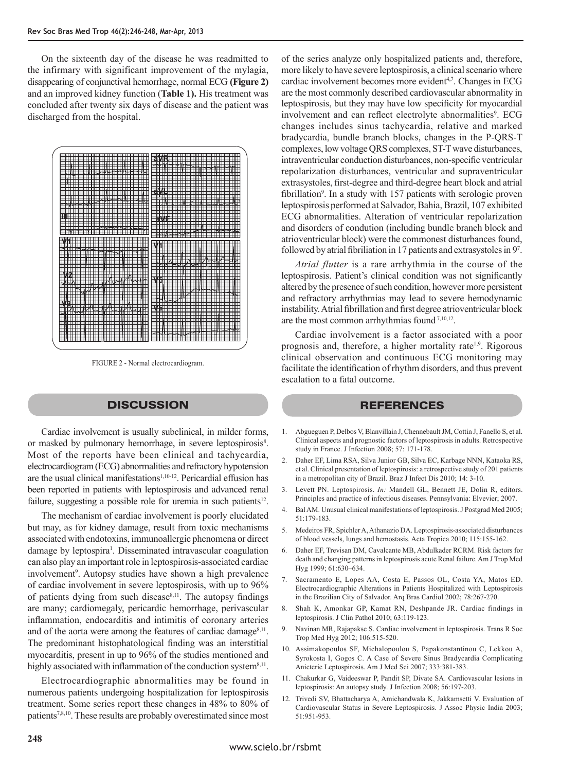On the sixteenth day of the disease he was readmitted to the infirmary with significant improvement of the mylagia, disappearing of conjunctival hemorrhage, normal ECG **(Figure 2)** and an improved kidney function (**Table 1).** His treatment was concluded after twenty six days of disease and the patient was discharged from the hospital.

I
aVR
II
aVL
III
aVF
V1
V4
V2
V5
V3
V6

FIGURE 2 - Normal electrocardiogram.

## DISCUSSION

Cardiac involvement is usually subclinical, in milder forms, or masked by pulmonary hemorrhage, in severe leptospirosis[8]. Most of the reports have been clinical and tachycardia, electrocardiogram (ECG) abnormalities and refractory hypotension are the usual clinical manifestations[1,10-12]. Pericardial effusion has been reported in patients with leptospirosis and advanced renal failure, suggesting a possible role for uremia in such patients[12].

The mechanism of cardiac involvement is poorly elucidated but may, as for kidney damage, result from toxic mechanisms associated with endotoxins, immunoallergic phenomena or direct damage by leptospira[1]. Disseminated intravascular coagulation can also play an important role in leptospirosis-associated cardiac involvement[9]. Autopsy studies have shown a high prevalence of cardiac involvement in severe leptospirosis, with up to 96% of patients dying from such disease[8,11]. The autopsy findings are many; cardiomegaly, pericardic hemorrhage, perivascular inflammation, endocarditis and intimitis of coronary arteries and of the aorta were among the features of cardiac damage[8,11]. The predominant histophatological finding was an interstitial myocarditis, present in up to 96% of the studies mentioned and highly associated with inflammation of the conduction system[8,11].

Electrocardiographic abnormalities may be found in numerous patients undergoing hospitalization for leptospirosis treatment. Some series report these changes in 48% to 80% of patients[7,8,10]. These results are probably overestimated since most of the series analyze only hospitalized patients and, therefore, more likely to have severe leptospirosis, a clinical scenario where cardiac involvement becomes more evident[4,7]. Changes in ECG are the most commonly described cardiovascular abnormality in leptospirosis, but they may have low specificity for myocardial involvement and can reflect electrolyte abnormalities[9]. ECG changes includes sinus tachycardia, relative and marked bradycardia, bundle branch blocks, changes in the P-QRS-T complexes, low voltage QRS complexes, ST-T wave disturbances, intraventricular conduction disturbances, non-specific ventricular repolarization disturbances, ventricular and supraventricular extrasystoles, first-degree and third-degree heart block and atrial fibrillation[9]. In a study with 157 patients with serologic proven leptospirosis performed at Salvador, Bahia, Brazil, 107 exhibited ECG abnormalities. Alteration of ventricular repolarization and disorders of condution (including bundle branch block and atrioventricular block) were the commonest disturbances found, followed by atrial fibriliation in 17 patients and extrasystoles in 9[7].

*Atrial flutter* is a rare arrhythmia in the course of the leptospirosis. Patient's clinical condition was not significantly altered by the presence of such condition, however more persistent and refractory arrhythmias may lead to severe hemodynamic instability. Atrial fibrillation and first degree atrioventricular block are the most common arrhythmias found[7,10,12].

Cardiac involvement is a factor associated with a poor prognosis and, therefore, a higher mortality rate[1,9]. Rigorous clinical observation and continuous ECG monitoring may facilitate the identification of rhythm disorders, and thus prevent escalation to a fatal outcome.

## REFERENCES

1. Abgueguen P, Delbos V, Blanvillain J, Chennebault JM, Cottin J, Fanello S, et al. Clinical aspects and prognostic factors of leptospirosis in adults. Retrospective study in France. J Infection 2008; 57: 171-178.
2. Daher EF, Lima RSA, Silva Junior GB, Silva EC, Karbage NNN, Kataoka RS, et al. Clinical presentation of leptospirosis: a retrospective study of 201 patients in a metropolitan city of Brazil. Braz J Infect Dis 2010; 14: 3-10.
3. Levett PN. Leptospirosis. *In:* Mandell GL, Bennett JE, Dolin R, editors. Principles and practice of infectious diseases. Pennsylvania: Elvevier; 2007.
4. Bal AM. Unusual clinical manifestations of leptospirosis. J Postgrad Med 2005; 51:179-183.
5. Medeiros FR, Spichler A, Athanazio DA. Leptospirosis-associated disturbances of blood vessels, lungs and hemostasis. Acta Tropica 2010; 115:155-162.
6. Daher EF, Trevisan DM, Cavalcante MB, Abdulkader RCRM. Risk factors for death and changing patterns in leptospirosis acute Renal failure. Am J Trop Med Hyg 1999; 61:630–634.
7. Sacramento E, Lopes AA, Costa E, Passos OL, Costa YA, Matos ED. Electrocardiographic Alterations in Patients Hospitalized with Leptospirosis in the Brazilian City of Salvador. Arq Bras Cardiol 2002; 78:267-270.
8. Shah K, Amonkar GP, Kamat RN, Deshpande JR. Cardiac findings in leptospirosis. J Clin Pathol 2010; 63:119-123.
9. Navinan MR, Rajapakse S. Cardiac involvement in leptospirosis. Trans R Soc Trop Med Hyg 2012; 106:515-520.
10. Assimakopoulos SF, Michalopoulou S, Papakonstantinou C, Lekkou A, Syrokosta I, Gogos C. A Case of Severe Sinus Bradycardia Complicating Anicteric Leptospirosis. Am J Med Sci 2007; 333:381-383.
11. Chakurkar G, Vaideeswar P, Pandit SP, Divate SA. Cardiovascular lesions in leptospirosis: An autopsy study. J Infection 2008; 56:197-203.
12. Trivedi SV, Bhattacharya A, Amichandwala K, Jakkamsetti V. Evaluation of Cardiovascular Status in Severe Leptospirosis. J Assoc Physic India 2003; 51:951-953.